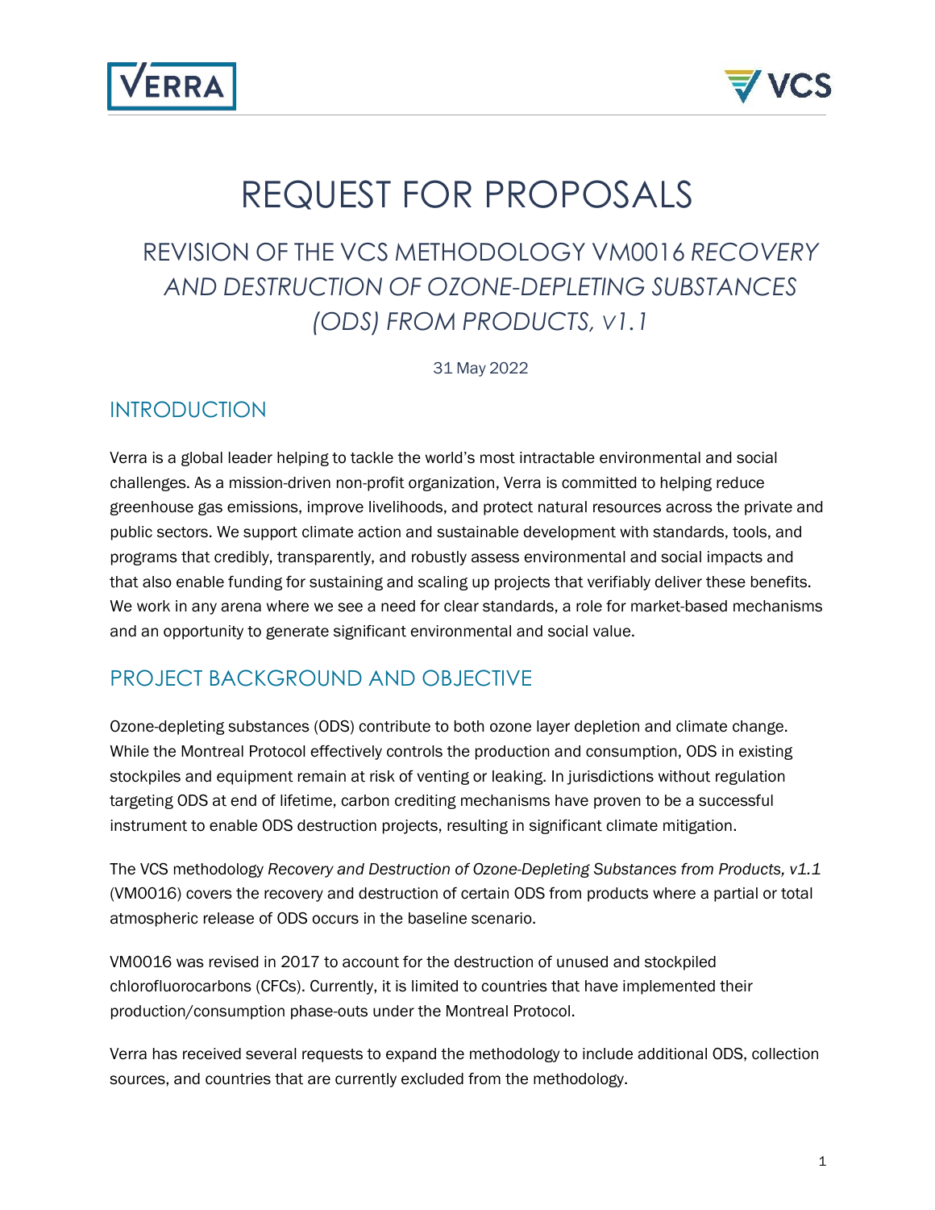# REQUEST FOR PROPOSALS

## REVISION OF THE VCS METHODOLOGY VM0016 *RECOVERY AND DESTRUCTION OF OZONE-DEPLETING SUBSTANCES (ODS) FROM PRODUCTS, V1.1*

31 May 2022

## INTRODUCTION

Verra is a global leader helping to tackle the world's most intractable environmental and social challenges. As a mission-driven non-profit organization, Verra is committed to helping reduce greenhouse gas emissions, improve livelihoods, and protect natural resources across the private and public sectors. We support climate action and sustainable development with standards, tools, and programs that credibly, transparently, and robustly assess environmental and social impacts and that also enable funding for sustaining and scaling up projects that verifiably deliver these benefits. We work in any arena where we see a need for clear standards, a role for market-based mechanisms and an opportunity to generate significant environmental and social value.

## PROJECT BACKGROUND AND OBJECTIVE

Ozone-depleting substances (ODS) contribute to both ozone layer depletion and climate change. While the Montreal Protocol effectively controls the production and consumption, ODS in existing stockpiles and equipment remain at risk of venting or leaking. In jurisdictions without regulation targeting ODS at end of lifetime, carbon crediting mechanisms have proven to be a successful instrument to enable ODS destruction projects, resulting in significant climate mitigation.

The VCS methodology *Recovery and Destruction of Ozone-Depleting Substances from Products, v1.1* (VM0016) covers the recovery and destruction of certain ODS from products where a partial or total atmospheric release of ODS occurs in the baseline scenario.

VM0016 was revised in 2017 to account for the destruction of unused and stockpiled chlorofluorocarbons (CFCs). Currently, it is limited to countries that have implemented their production/consumption phase-outs under the Montreal Protocol.

Verra has received several requests to expand the methodology to include additional ODS, collection sources, and countries that are currently excluded from the methodology.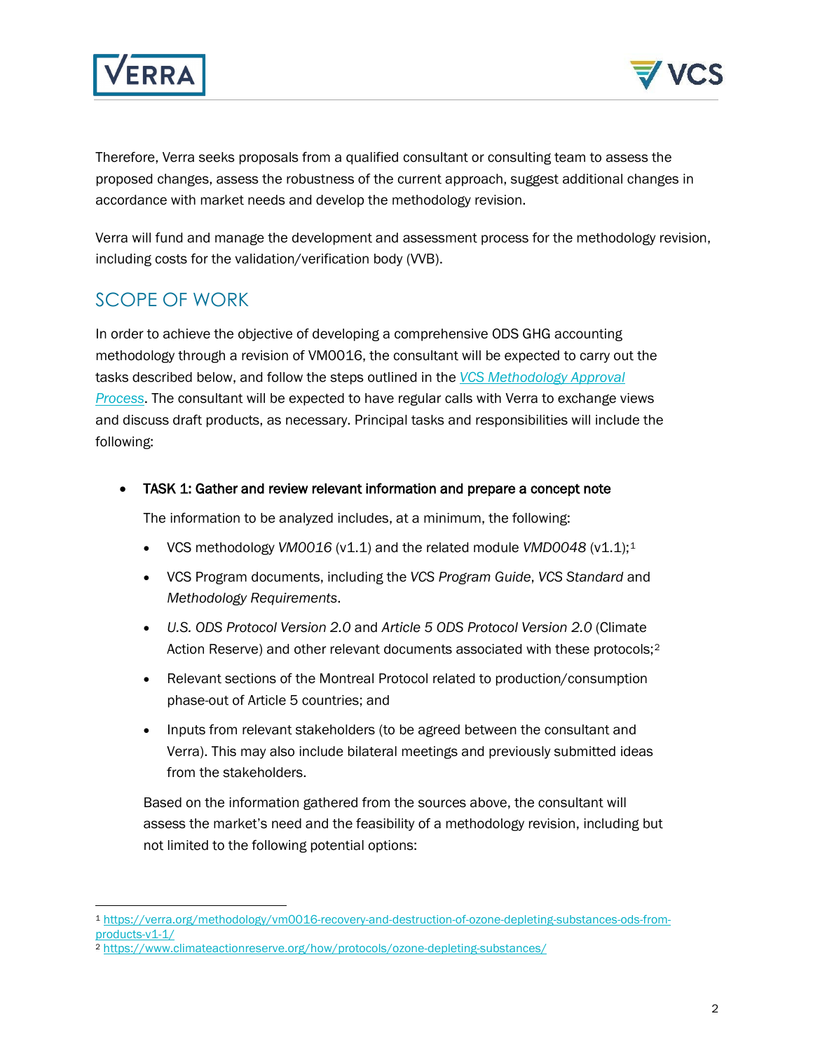Therefore, Verra seeks proposals from a qualified consultant or consulting team to assess the proposed changes, assess the robustness of the current approach, suggest additional changes in accordance with market needs and develop the methodology revision.

Verra will fund and manage the development and assessment process for the methodology revision, including costs for the validation/verification body (VVB).

## SCOPE OF WORK

In order to achieve the objective of developing a comprehensive ODS GHG accounting methodology through a revision of VM0016, the consultant will be expected to carry out the tasks described below, and follow the steps outlined in the *VCS Methodology Approval Process*. The consultant will be expected to have regular calls with Verra to exchange views and discuss draft products, as necessary. Principal tasks and responsibilities will include the following:

- **TASK 1: Gather and review relevant information and prepare a concept note**

  The information to be analyzed includes, at a minimum, the following:

  - VCS methodology *VM0016* (v1.1) and the related module *VMD0048* (v1.1);[1]
  - VCS Program documents, including the *VCS Program Guide*, *VCS Standard* and *Methodology Requirements*.
  - *U.S. ODS Protocol Version 2.0* and *Article 5 ODS Protocol Version 2.0* (Climate Action Reserve) and other relevant documents associated with these protocols;[2]
  - Relevant sections of the Montreal Protocol related to production/consumption phase-out of Article 5 countries; and
  - Inputs from relevant stakeholders (to be agreed between the consultant and Verra). This may also include bilateral meetings and previously submitted ideas from the stakeholders.

  Based on the information gathered from the sources above, the consultant will assess the market's need and the feasibility of a methodology revision, including but not limited to the following potential options:

---

[1] https://verra.org/methodology/vm0016-recovery-and-destruction-of-ozone-depleting-substances-ods-from-products-v1-1/

[2] https://www.climateactionreserve.org/how/protocols/ozone-depleting-substances/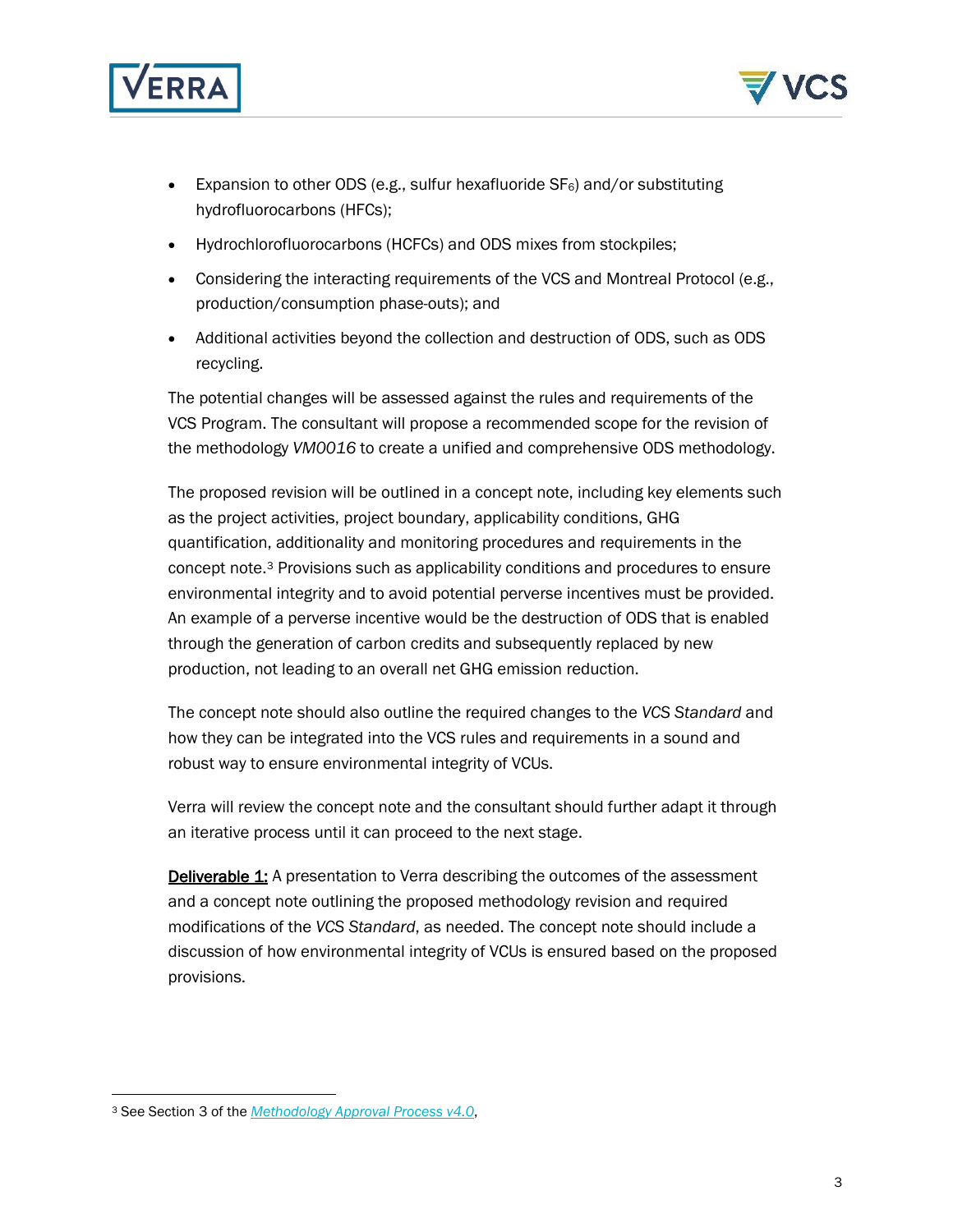- Expansion to other ODS (e.g., sulfur hexafluoride $SF_6$) and/or substituting hydrofluorocarbons (HFCs);
- Hydrochlorofluorocarbons (HCFCs) and ODS mixes from stockpiles;
- Considering the interacting requirements of the VCS and Montreal Protocol (e.g., production/consumption phase-outs); and
- Additional activities beyond the collection and destruction of ODS, such as ODS recycling.

The potential changes will be assessed against the rules and requirements of the VCS Program. The consultant will propose a recommended scope for the revision of the methodology *VM0016* to create a unified and comprehensive ODS methodology.

The proposed revision will be outlined in a concept note, including key elements such as the project activities, project boundary, applicability conditions, GHG quantification, additionality and monitoring procedures and requirements in the concept note.[3] Provisions such as applicability conditions and procedures to ensure environmental integrity and to avoid potential perverse incentives must be provided. An example of a perverse incentive would be the destruction of ODS that is enabled through the generation of carbon credits and subsequently replaced by new production, not leading to an overall net GHG emission reduction.

The concept note should also outline the required changes to the *VCS Standard* and how they can be integrated into the VCS rules and requirements in a sound and robust way to ensure environmental integrity of VCUs.

Verra will review the concept note and the consultant should further adapt it through an iterative process until it can proceed to the next stage.

**Deliverable 1:** A presentation to Verra describing the outcomes of the assessment and a concept note outlining the proposed methodology revision and required modifications of the *VCS Standard*, as needed. The concept note should include a discussion of how environmental integrity of VCUs is ensured based on the proposed provisions.

[3] See Section 3 of the *Methodology Approval Process v4.0*,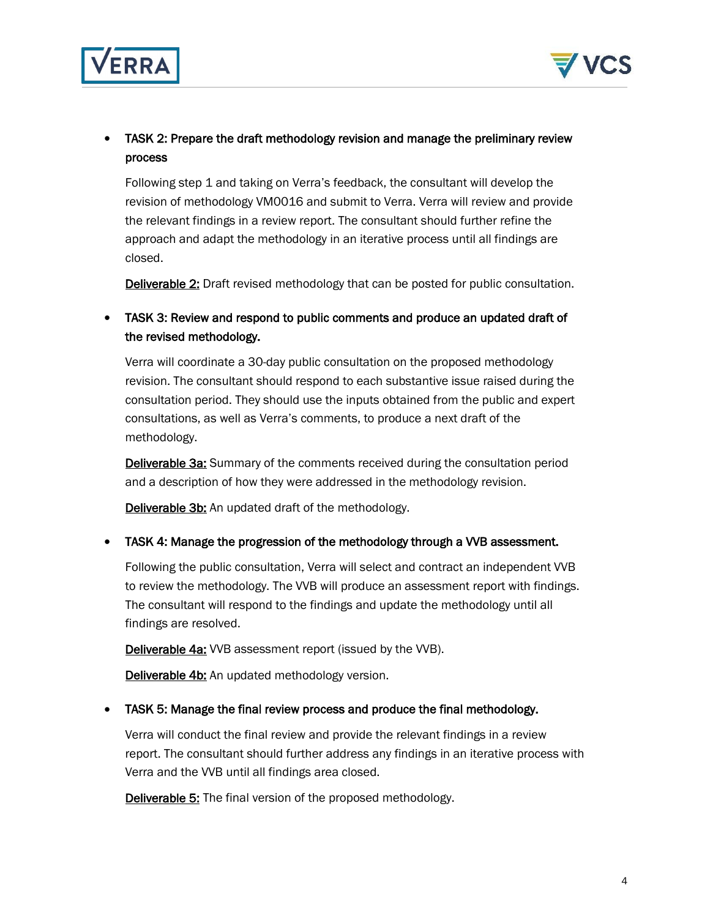- **TASK 2: Prepare the draft methodology revision and manage the preliminary review process**

  Following step 1 and taking on Verra's feedback, the consultant will develop the revision of methodology VM0016 and submit to Verra. Verra will review and provide the relevant findings in a review report. The consultant should further refine the approach and adapt the methodology in an iterative process until all findings are closed.

  <u>Deliverable 2:</u> Draft revised methodology that can be posted for public consultation.

- **TASK 3: Review and respond to public comments and produce an updated draft of the revised methodology.**

  Verra will coordinate a 30-day public consultation on the proposed methodology revision. The consultant should respond to each substantive issue raised during the consultation period. They should use the inputs obtained from the public and expert consultations, as well as Verra's comments, to produce a next draft of the methodology.

  <u>Deliverable 3a:</u> Summary of the comments received during the consultation period and a description of how they were addressed in the methodology revision.

  <u>Deliverable 3b:</u> An updated draft of the methodology.

- **TASK 4: Manage the progression of the methodology through a VVB assessment.**

  Following the public consultation, Verra will select and contract an independent VVB to review the methodology. The VVB will produce an assessment report with findings. The consultant will respond to the findings and update the methodology until all findings are resolved.

  <u>Deliverable 4a:</u> VVB assessment report (issued by the VVB).

  <u>Deliverable 4b:</u> An updated methodology version.

- **TASK 5: Manage the final review process and produce the final methodology.**

  Verra will conduct the final review and provide the relevant findings in a review report. The consultant should further address any findings in an iterative process with Verra and the VVB until all findings area closed.

  <u>Deliverable 5:</u> The final version of the proposed methodology.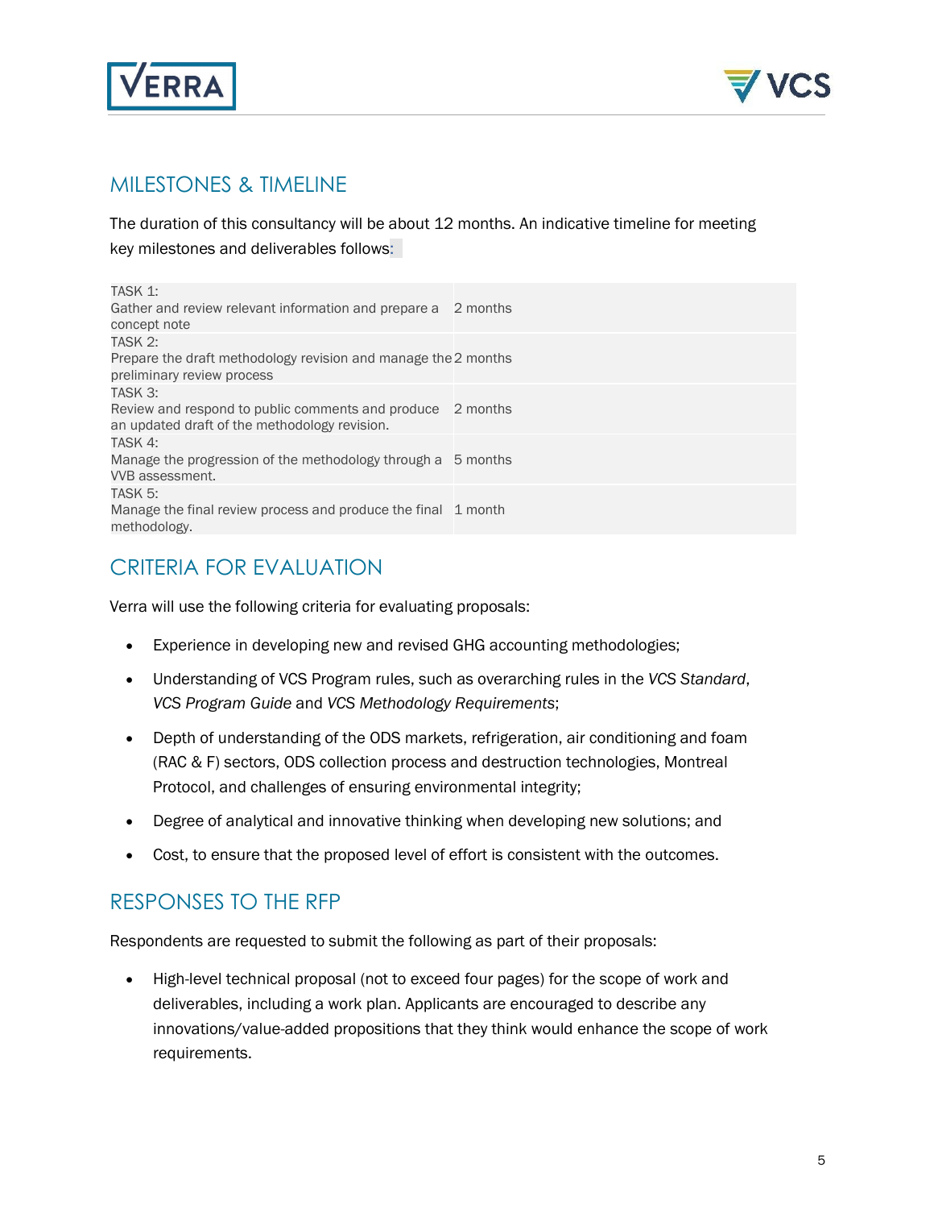## MILESTONES & TIMELINE

The duration of this consultancy will be about 12 months. An indicative timeline for meeting key milestones and deliverables follows:

| | |
|---|---|
| TASK 1:<br>Gather and review relevant information and prepare a concept note | 2 months |
| TASK 2:<br>Prepare the draft methodology revision and manage the preliminary review process | 2 months |
| TASK 3:<br>Review and respond to public comments and produce an updated draft of the methodology revision. | 2 months |
| TASK 4:<br>Manage the progression of the methodology through a VVB assessment. | 5 months |
| TASK 5:<br>Manage the final review process and produce the final methodology. | 1 month |

## CRITERIA FOR EVALUATION

Verra will use the following criteria for evaluating proposals:

- Experience in developing new and revised GHG accounting methodologies;
- Understanding of VCS Program rules, such as overarching rules in the *VCS Standard*, *VCS Program Guide* and *VCS Methodology Requirements*;
- Depth of understanding of the ODS markets, refrigeration, air conditioning and foam (RAC & F) sectors, ODS collection process and destruction technologies, Montreal Protocol, and challenges of ensuring environmental integrity;
- Degree of analytical and innovative thinking when developing new solutions; and
- Cost, to ensure that the proposed level of effort is consistent with the outcomes.

## RESPONSES TO THE RFP

Respondents are requested to submit the following as part of their proposals:

- High-level technical proposal (not to exceed four pages) for the scope of work and deliverables, including a work plan. Applicants are encouraged to describe any innovations/value-added propositions that they think would enhance the scope of work requirements.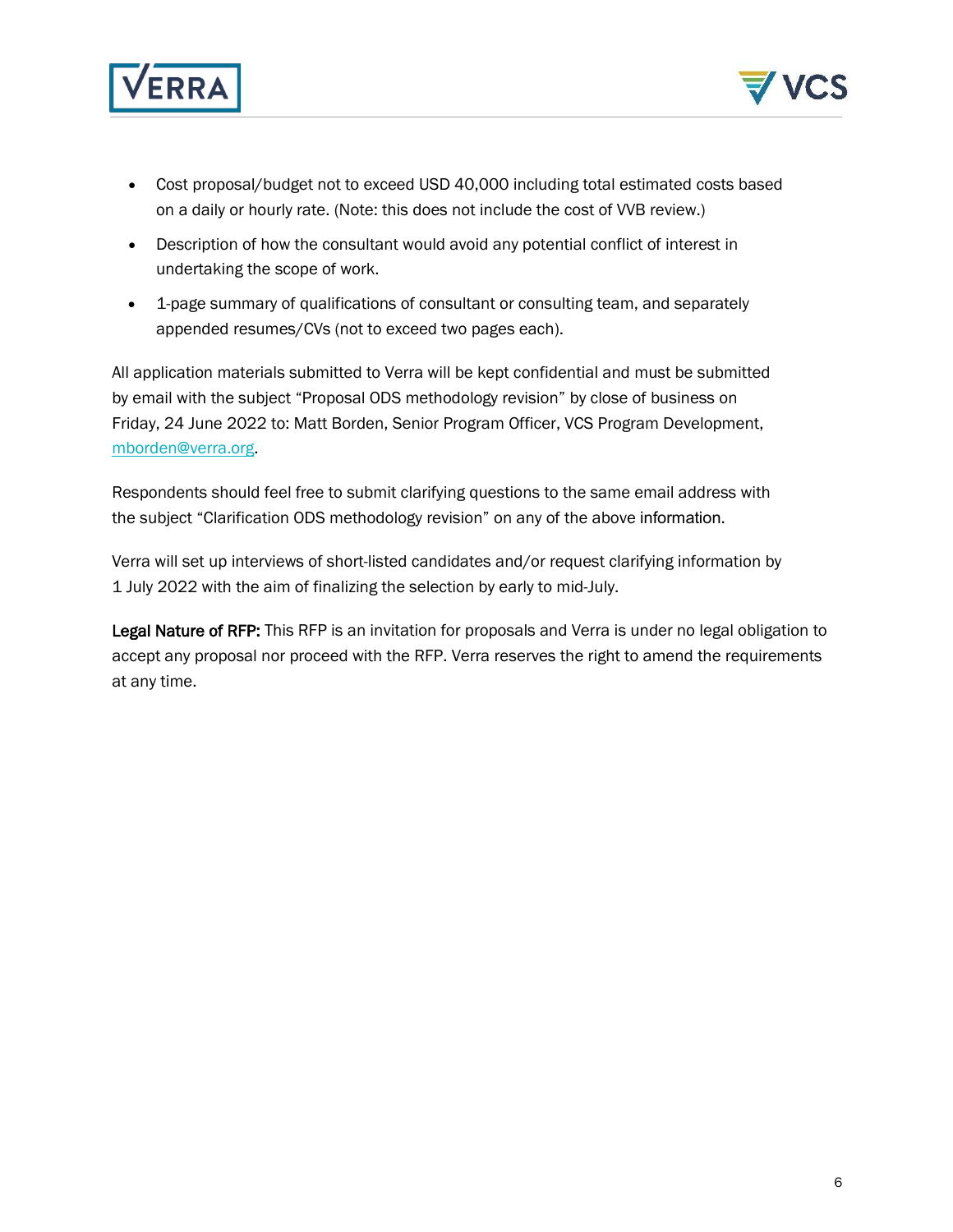- Cost proposal/budget not to exceed USD 40,000 including total estimated costs based on a daily or hourly rate. (Note: this does not include the cost of VVB review.)
- Description of how the consultant would avoid any potential conflict of interest in undertaking the scope of work.
- 1-page summary of qualifications of consultant or consulting team, and separately appended resumes/CVs (not to exceed two pages each).

All application materials submitted to Verra will be kept confidential and must be submitted by email with the subject "Proposal ODS methodology revision" by close of business on Friday, 24 June 2022 to: Matt Borden, Senior Program Officer, VCS Program Development, [mborden@verra.org](mailto:mborden@verra.org).

Respondents should feel free to submit clarifying questions to the same email address with the subject "Clarification ODS methodology revision" on any of the above information.

Verra will set up interviews of short-listed candidates and/or request clarifying information by 1 July 2022 with the aim of finalizing the selection by early to mid-July.

**Legal Nature of RFP:** This RFP is an invitation for proposals and Verra is under no legal obligation to accept any proposal nor proceed with the RFP. Verra reserves the right to amend the requirements at any time.